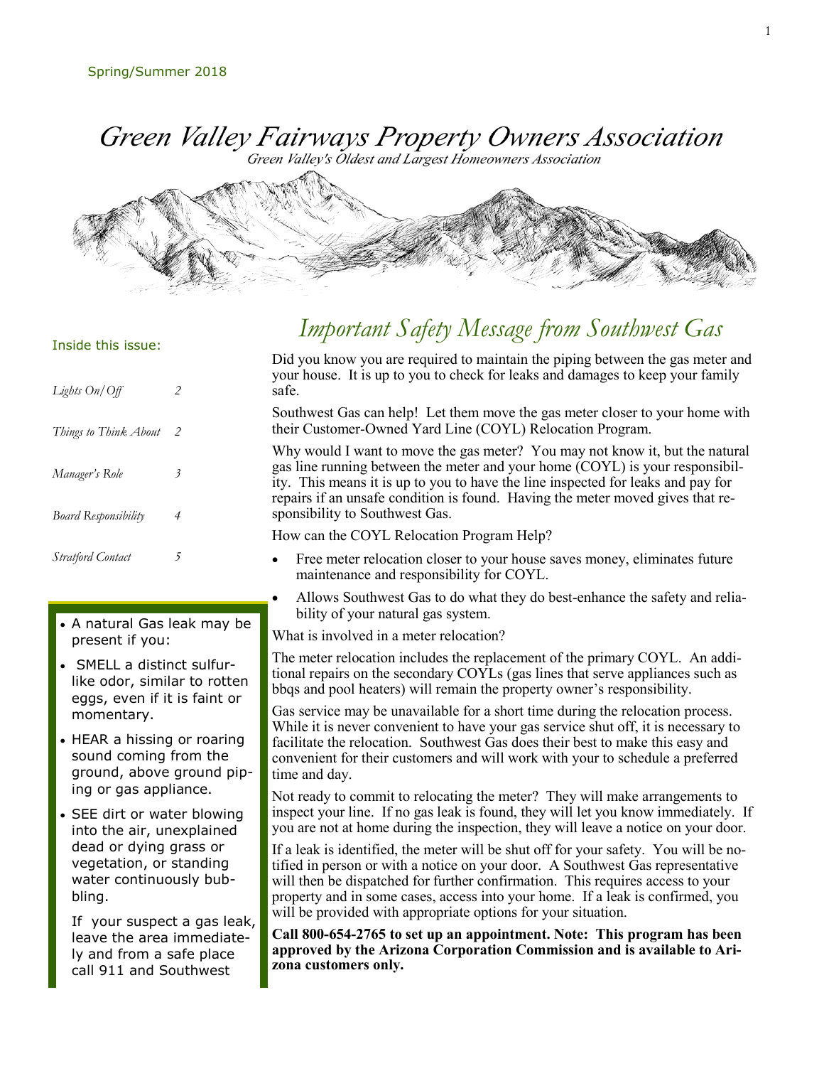Spring/Summer 2018

# Green Valley Fairways Property Owners Association

*Green Valley's Oldest and Largest Homeowners Association*

Inside this issue:

| | |
|---|---|
| *Lights On/Off* | 2 |
| *Things to Think About* | 2 |
| *Manager's Role* | 3 |
| *Board Responsibility* | 4 |
| *Stratford Contact* | 5 |

- A natural Gas leak may be present if you:
- SMELL a distinct sulfur-like odor, similar to rotten eggs, even if it is faint or momentary.
- HEAR a hissing or roaring sound coming from the ground, above ground piping or gas appliance.
- SEE dirt or water blowing into the air, unexplained dead or dying grass or vegetation, or standing water continuously bubbling.

If your suspect a gas leak, leave the area immediately and from a safe place call 911 and Southwest

## *Important Safety Message from Southwest Gas*

Did you know you are required to maintain the piping between the gas meter and your house. It is up to you to check for leaks and damages to keep your family safe.

Southwest Gas can help! Let them move the gas meter closer to your home with their Customer-Owned Yard Line (COYL) Relocation Program.

Why would I want to move the gas meter? You may not know it, but the natural gas line running between the meter and your home (COYL) is your responsibility. This means it is up to you to have the line inspected for leaks and pay for repairs if an unsafe condition is found. Having the meter moved gives that responsibility to Southwest Gas.

How can the COYL Relocation Program Help?

- Free meter relocation closer to your house saves money, eliminates future maintenance and responsibility for COYL.
- Allows Southwest Gas to do what they do best-enhance the safety and reliability of your natural gas system.

What is involved in a meter relocation?

The meter relocation includes the replacement of the primary COYL. An additional repairs on the secondary COYLs (gas lines that serve appliances such as bbqs and pool heaters) will remain the property owner's responsibility.

Gas service may be unavailable for a short time during the relocation process. While it is never convenient to have your gas service shut off, it is necessary to facilitate the relocation. Southwest Gas does their best to make this easy and convenient for their customers and will work with your to schedule a preferred time and day.

Not ready to commit to relocating the meter? They will make arrangements to inspect your line. If no gas leak is found, they will let you know immediately. If you are not at home during the inspection, they will leave a notice on your door.

If a leak is identified, the meter will be shut off for your safety. You will be notified in person or with a notice on your door. A Southwest Gas representative will then be dispatched for further confirmation. This requires access to your property and in some cases, access into your home. If a leak is confirmed, you will be provided with appropriate options for your situation.

**Call 800-654-2765 to set up an appointment. Note: This program has been approved by the Arizona Corporation Commission and is available to Arizona customers only.**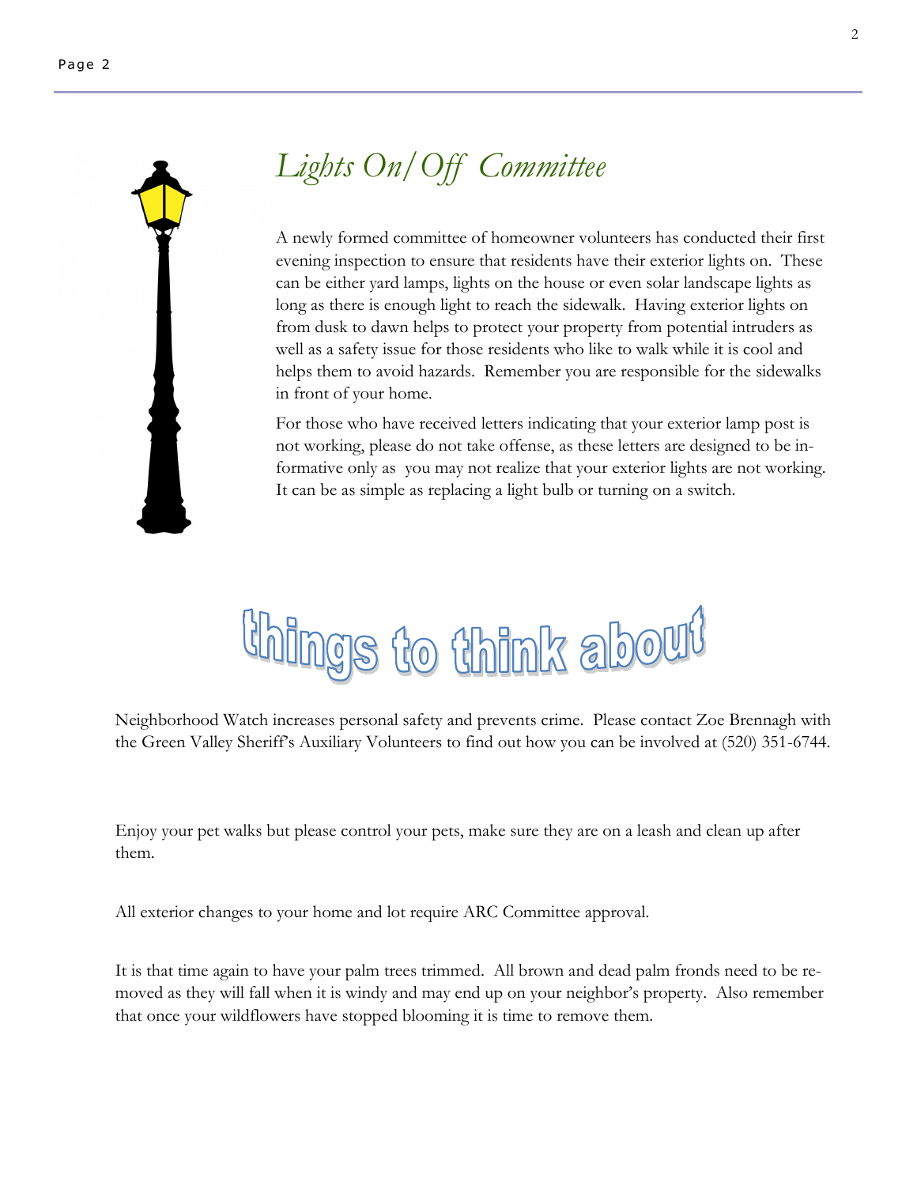## *Lights On/Off Committee*

A newly formed committee of homeowner volunteers has conducted their first evening inspection to ensure that residents have their exterior lights on. These can be either yard lamps, lights on the house or even solar landscape lights as long as there is enough light to reach the sidewalk. Having exterior lights on from dusk to dawn helps to protect your property from potential intruders as well as a safety issue for those residents who like to walk while it is cool and helps them to avoid hazards. Remember you are responsible for the sidewalks in front of your home.

For those who have received letters indicating that your exterior lamp post is not working, please do not take offense, as these letters are designed to be informative only as you may not realize that your exterior lights are not working. It can be as simple as replacing a light bulb or turning on a switch.

## things to think about

Neighborhood Watch increases personal safety and prevents crime. Please contact Zoe Brennagh with the Green Valley Sheriff's Auxiliary Volunteers to find out how you can be involved at (520) 351-6744.

Enjoy your pet walks but please control your pets, make sure they are on a leash and clean up after them.

All exterior changes to your home and lot require ARC Committee approval.

It is that time again to have your palm trees trimmed. All brown and dead palm fronds need to be removed as they will fall when it is windy and may end up on your neighbor's property. Also remember that once your wildflowers have stopped blooming it is time to remove them.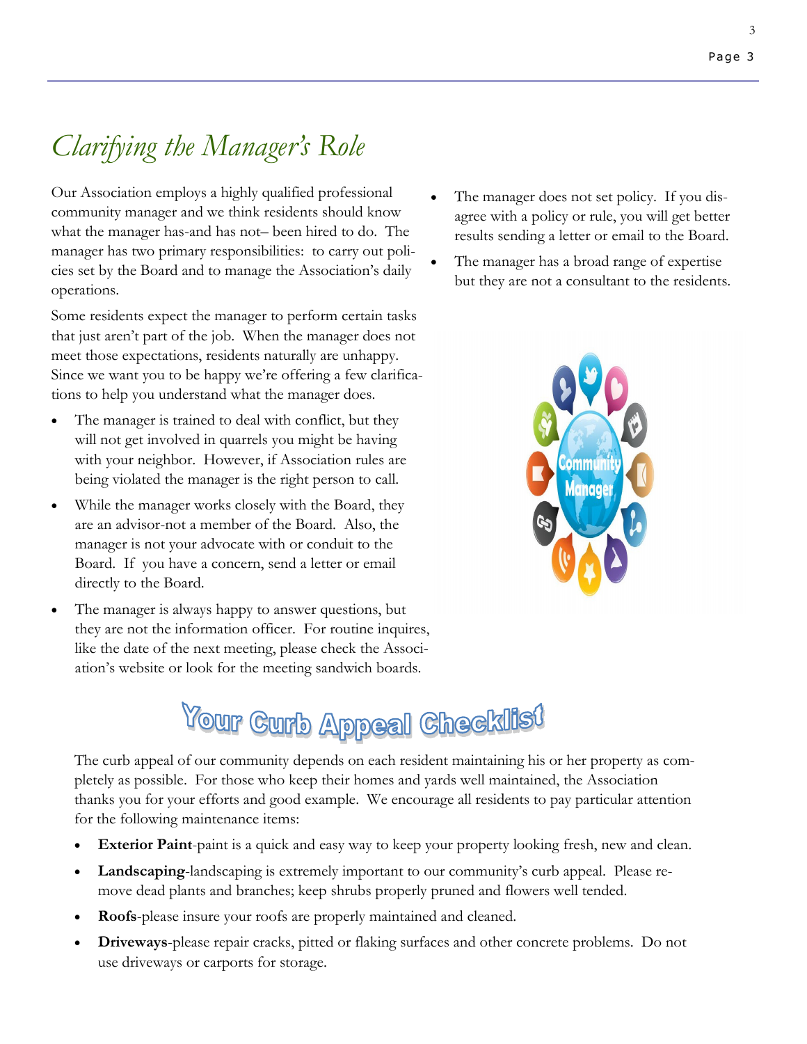# *Clarifying the Manager's Role*

Our Association employs a highly qualified professional community manager and we think residents should know what the manager has-and has not– been hired to do. The manager has two primary responsibilities: to carry out policies set by the Board and to manage the Association's daily operations.

Some residents expect the manager to perform certain tasks that just aren't part of the job. When the manager does not meet those expectations, residents naturally are unhappy. Since we want you to be happy we're offering a few clarifications to help you understand what the manager does.

- The manager is trained to deal with conflict, but they will not get involved in quarrels you might be having with your neighbor. However, if Association rules are being violated the manager is the right person to call.
- While the manager works closely with the Board, they are an advisor-not a member of the Board. Also, the manager is not your advocate with or conduit to the Board. If you have a concern, send a letter or email directly to the Board.
- The manager is always happy to answer questions, but they are not the information officer. For routine inquires, like the date of the next meeting, please check the Association's website or look for the meeting sandwich boards.
- The manager does not set policy. If you disagree with a policy or rule, you will get better results sending a letter or email to the Board.
- The manager has a broad range of expertise but they are not a consultant to the residents.

## Your Curb Appeal Checklist

The curb appeal of our community depends on each resident maintaining his or her property as completely as possible. For those who keep their homes and yards well maintained, the Association thanks you for your efforts and good example. We encourage all residents to pay particular attention for the following maintenance items:

- **Exterior Paint**-paint is a quick and easy way to keep your property looking fresh, new and clean.
- **Landscaping**-landscaping is extremely important to our community's curb appeal. Please remove dead plants and branches; keep shrubs properly pruned and flowers well tended.
- **Roofs**-please insure your roofs are properly maintained and cleaned.
- **Driveways**-please repair cracks, pitted or flaking surfaces and other concrete problems. Do not use driveways or carports for storage.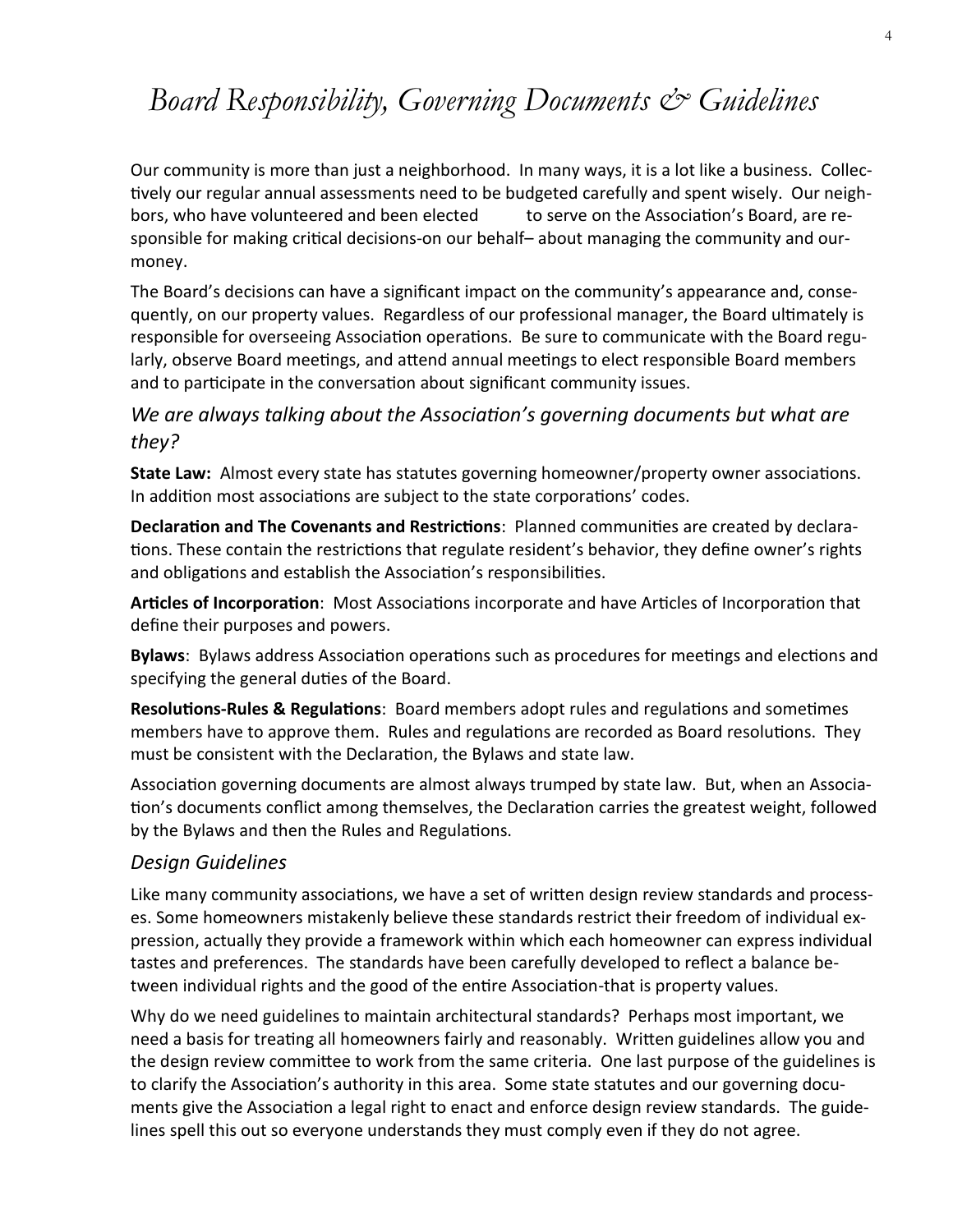# *Board Responsibility, Governing Documents & Guidelines*

Our community is more than just a neighborhood. In many ways, it is a lot like a business. Collectively our regular annual assessments need to be budgeted carefully and spent wisely. Our neighbors, who have volunteered and been elected to serve on the Association's Board, are responsible for making critical decisions-on our behalf– about managing the community and our money.

The Board's decisions can have a significant impact on the community's appearance and, consequently, on our property values. Regardless of our professional manager, the Board ultimately is responsible for overseeing Association operations. Be sure to communicate with the Board regularly, observe Board meetings, and attend annual meetings to elect responsible Board members and to participate in the conversation about significant community issues.

## *We are always talking about the Association's governing documents but what are they?*

**State Law:** Almost every state has statutes governing homeowner/property owner associations. In addition most associations are subject to the state corporations' codes.

**Declaration and The Covenants and Restrictions**: Planned communities are created by declarations. These contain the restrictions that regulate resident's behavior, they define owner's rights and obligations and establish the Association's responsibilities.

**Articles of Incorporation**: Most Associations incorporate and have Articles of Incorporation that define their purposes and powers.

**Bylaws**: Bylaws address Association operations such as procedures for meetings and elections and specifying the general duties of the Board.

**Resolutions-Rules & Regulations**: Board members adopt rules and regulations and sometimes members have to approve them. Rules and regulations are recorded as Board resolutions. They must be consistent with the Declaration, the Bylaws and state law.

Association governing documents are almost always trumped by state law. But, when an Association's documents conflict among themselves, the Declaration carries the greatest weight, followed by the Bylaws and then the Rules and Regulations.

## *Design Guidelines*

Like many community associations, we have a set of written design review standards and processes. Some homeowners mistakenly believe these standards restrict their freedom of individual expression, actually they provide a framework within which each homeowner can express individual tastes and preferences. The standards have been carefully developed to reflect a balance between individual rights and the good of the entire Association-that is property values.

Why do we need guidelines to maintain architectural standards? Perhaps most important, we need a basis for treating all homeowners fairly and reasonably. Written guidelines allow you and the design review committee to work from the same criteria. One last purpose of the guidelines is to clarify the Association's authority in this area. Some state statutes and our governing documents give the Association a legal right to enact and enforce design review standards. The guidelines spell this out so everyone understands they must comply even if they do not agree.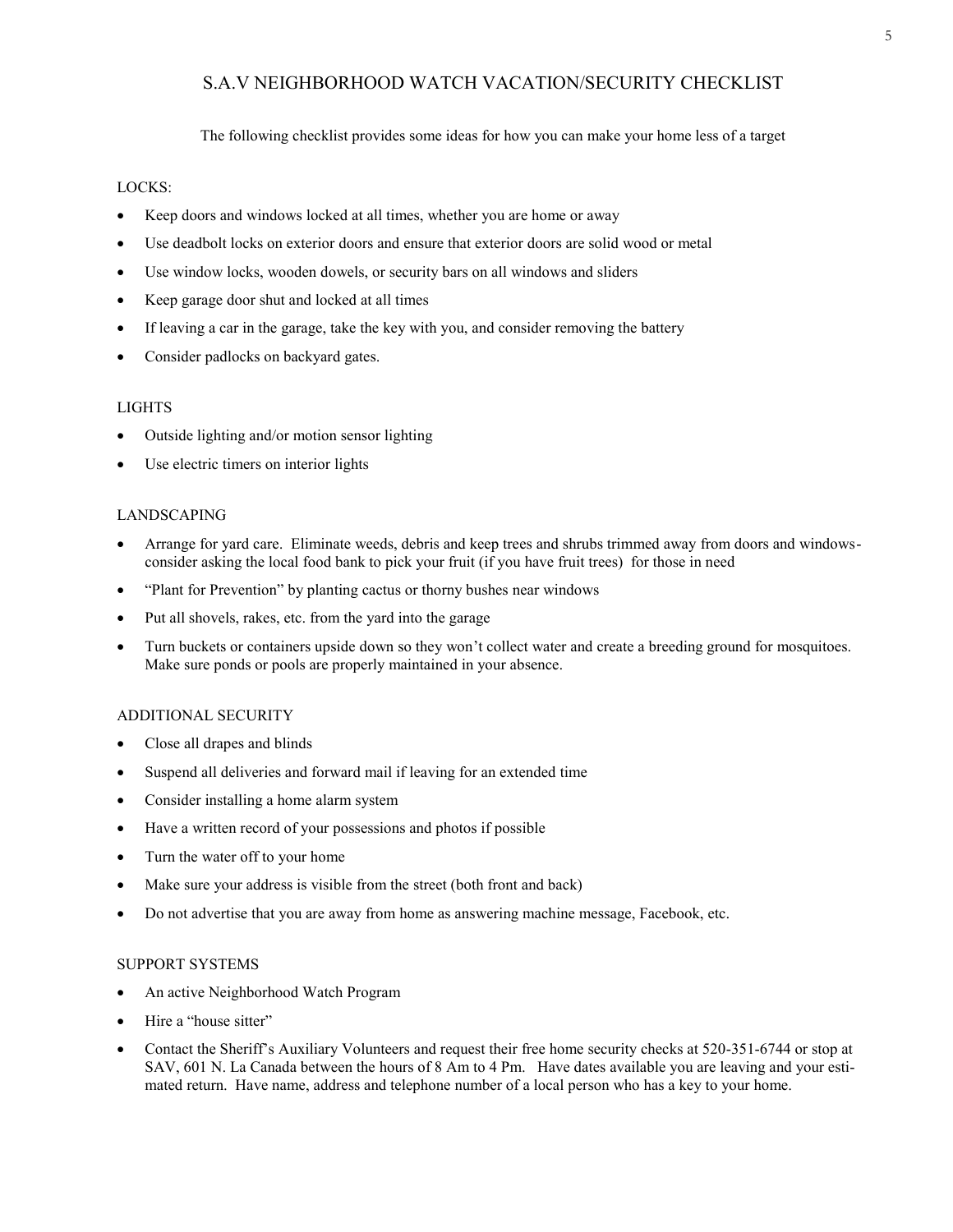# S.A.V NEIGHBORHOOD WATCH VACATION/SECURITY CHECKLIST

The following checklist provides some ideas for how you can make your home less of a target

## LOCKS:

- Keep doors and windows locked at all times, whether you are home or away
- Use deadbolt locks on exterior doors and ensure that exterior doors are solid wood or metal
- Use window locks, wooden dowels, or security bars on all windows and sliders
- Keep garage door shut and locked at all times
- If leaving a car in the garage, take the key with you, and consider removing the battery
- Consider padlocks on backyard gates.

## LIGHTS

- Outside lighting and/or motion sensor lighting
- Use electric timers on interior lights

## LANDSCAPING

- Arrange for yard care. Eliminate weeds, debris and keep trees and shrubs trimmed away from doors and windows- consider asking the local food bank to pick your fruit (if you have fruit trees) for those in need
- "Plant for Prevention" by planting cactus or thorny bushes near windows
- Put all shovels, rakes, etc. from the yard into the garage
- Turn buckets or containers upside down so they won't collect water and create a breeding ground for mosquitoes. Make sure ponds or pools are properly maintained in your absence.

## ADDITIONAL SECURITY

- Close all drapes and blinds
- Suspend all deliveries and forward mail if leaving for an extended time
- Consider installing a home alarm system
- Have a written record of your possessions and photos if possible
- Turn the water off to your home
- Make sure your address is visible from the street (both front and back)
- Do not advertise that you are away from home as answering machine message, Facebook, etc.

## SUPPORT SYSTEMS

- An active Neighborhood Watch Program
- Hire a "house sitter"
- Contact the Sheriff's Auxiliary Volunteers and request their free home security checks at 520-351-6744 or stop at SAV, 601 N. La Canada between the hours of 8 Am to 4 Pm. Have dates available you are leaving and your estimated return. Have name, address and telephone number of a local person who has a key to your home.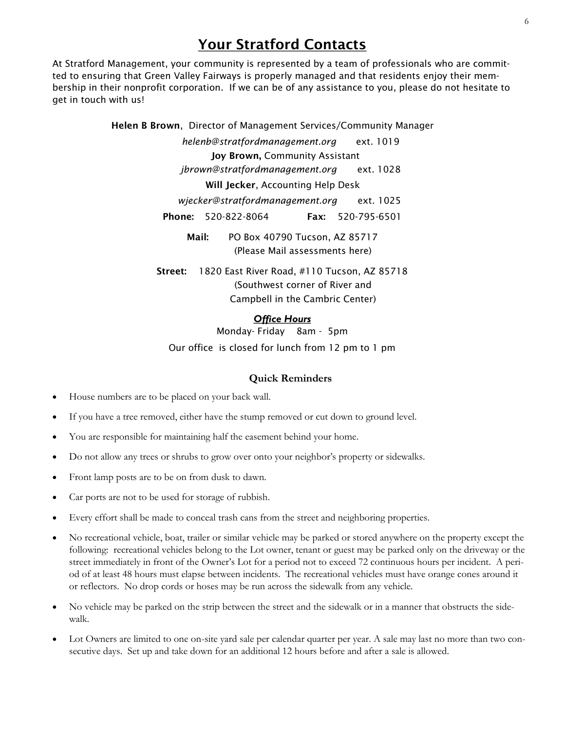# Your Stratford Contacts

At Stratford Management, your community is represented by a team of professionals who are committed to ensuring that Green Valley Fairways is properly managed and that residents enjoy their membership in their nonprofit corporation. If we can be of any assistance to you, please do not hesitate to get in touch with us!

**Helen B Brown**, Director of Management Services/Community Manager

*helenb@stratfordmanagement.org* ext. 1019

**Joy Brown,** Community Assistant

*jbrown@stratfordmanagement.org* ext. 1028

**Will Jecker**, Accounting Help Desk

*wjecker@stratfordmanagement.org* ext. 1025

**Phone:** 520-822-8064 **Fax:** 520-795-6501

**Mail:** PO Box 40790 Tucson, AZ 85717
(Please Mail assessments here)

**Street:** 1820 East River Road, #110 Tucson, AZ 85718
(Southwest corner of River and
Campbell in the Cambric Center)

***Office Hours***

Monday- Friday 8am - 5pm

Our office is closed for lunch from 12 pm to 1 pm

### Quick Reminders

- House numbers are to be placed on your back wall.
- If you have a tree removed, either have the stump removed or cut down to ground level.
- You are responsible for maintaining half the easement behind your home.
- Do not allow any trees or shrubs to grow over onto your neighbor's property or sidewalks.
- Front lamp posts are to be on from dusk to dawn.
- Car ports are not to be used for storage of rubbish.
- Every effort shall be made to conceal trash cans from the street and neighboring properties.
- No recreational vehicle, boat, trailer or similar vehicle may be parked or stored anywhere on the property except the following: recreational vehicles belong to the Lot owner, tenant or guest may be parked only on the driveway or the street immediately in front of the Owner's Lot for a period not to exceed 72 continuous hours per incident. A period of at least 48 hours must elapse between incidents. The recreational vehicles must have orange cones around it or reflectors. No drop cords or hoses may be run across the sidewalk from any vehicle.
- No vehicle may be parked on the strip between the street and the sidewalk or in a manner that obstructs the sidewalk.
- Lot Owners are limited to one on-site yard sale per calendar quarter per year. A sale may last no more than two consecutive days. Set up and take down for an additional 12 hours before and after a sale is allowed.